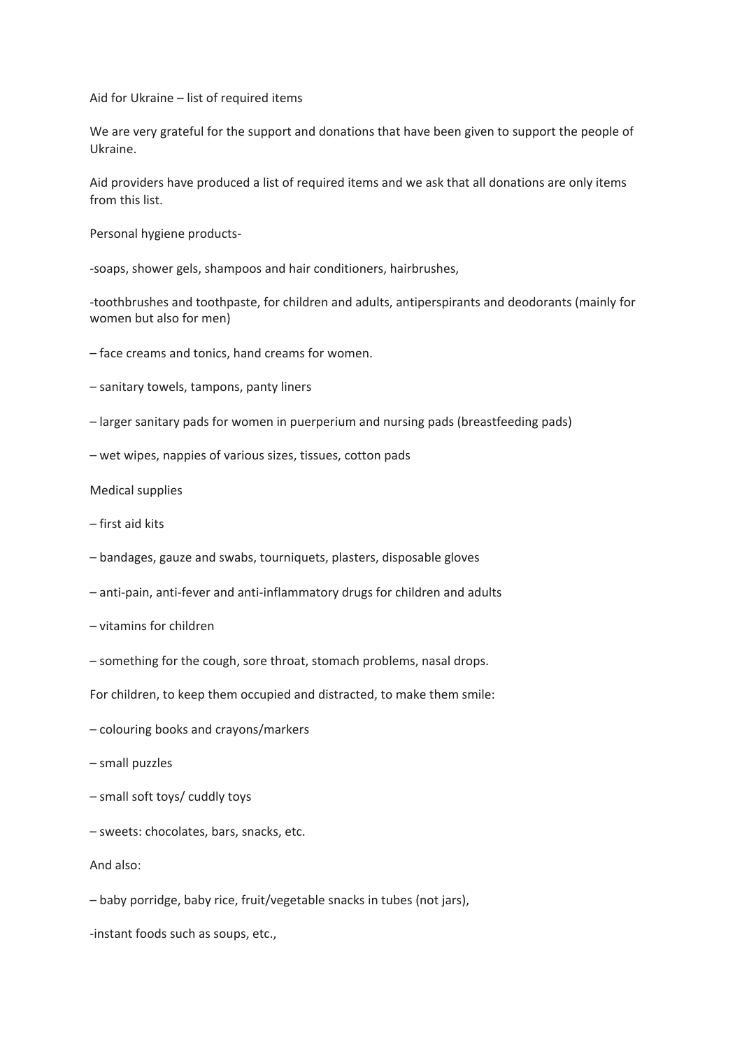Aid for Ukraine – list of required items

We are very grateful for the support and donations that have been given to support the people of Ukraine.

Aid providers have produced a list of required items and we ask that all donations are only items from this list.

Personal hygiene products-

-soaps, shower gels, shampoos and hair conditioners, hairbrushes,

-toothbrushes and toothpaste, for children and adults, antiperspirants and deodorants (mainly for women but also for men)

– face creams and tonics, hand creams for women.

– sanitary towels, tampons, panty liners

– larger sanitary pads for women in puerperium and nursing pads (breastfeeding pads)

– wet wipes, nappies of various sizes, tissues, cotton pads

Medical supplies

– first aid kits

– bandages, gauze and swabs, tourniquets, plasters, disposable gloves

– anti-pain, anti-fever and anti-inflammatory drugs for children and adults

– vitamins for children

– something for the cough, sore throat, stomach problems, nasal drops.

For children, to keep them occupied and distracted, to make them smile:

– colouring books and crayons/markers

– small puzzles

– small soft toys/ cuddly toys

– sweets: chocolates, bars, snacks, etc.

And also:

– baby porridge, baby rice, fruit/vegetable snacks in tubes (not jars),

-instant foods such as soups, etc.,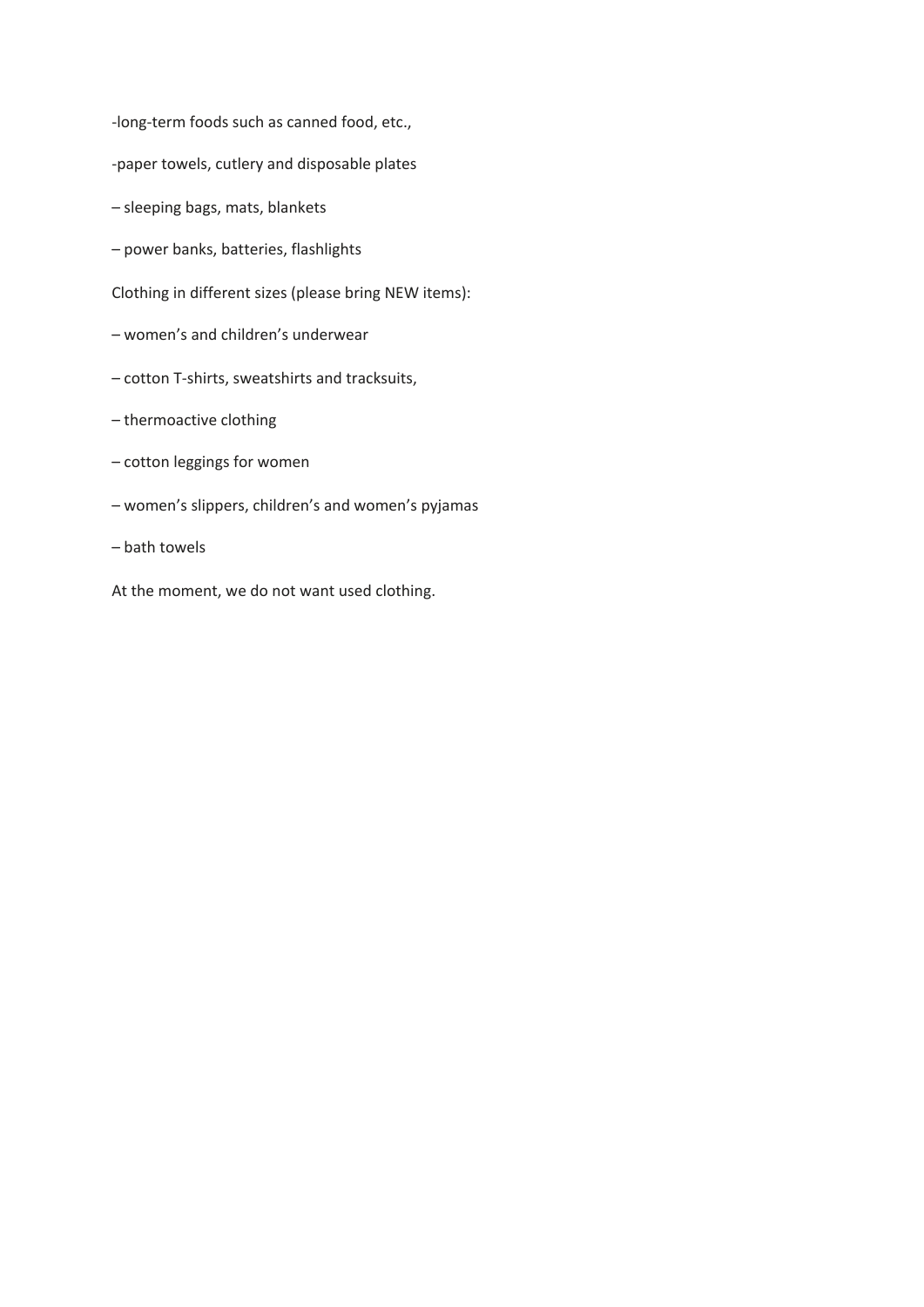-long-term foods such as canned food, etc.,

-paper towels, cutlery and disposable plates

– sleeping bags, mats, blankets

– power banks, batteries, flashlights

Clothing in different sizes (please bring NEW items):

– women's and children's underwear

– cotton T-shirts, sweatshirts and tracksuits,

– thermoactive clothing

– cotton leggings for women

– women's slippers, children's and women's pyjamas

– bath towels

At the moment, we do not want used clothing.